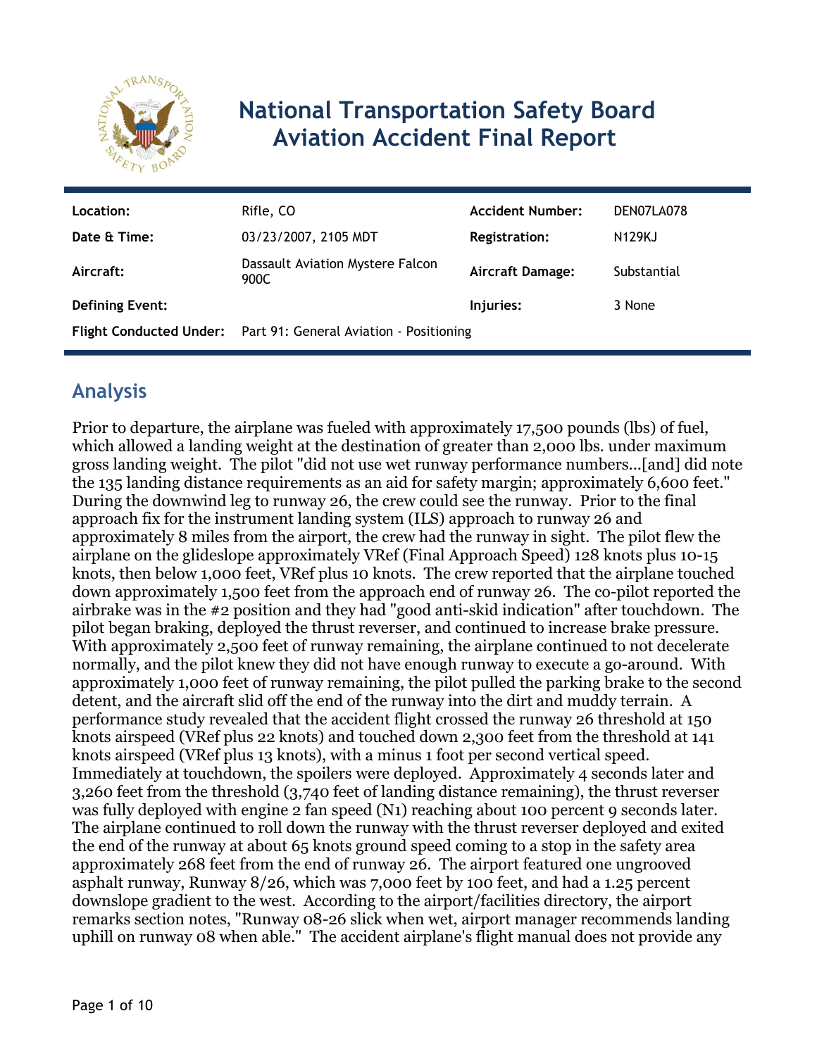# National Transportation Safety Board Aviation Accident Final Report

| Location: | Rifle, CO | Accident Number: | DEN07LA078 |
|---|---|---|---|
| Date & Time: | 03/23/2007, 2105 MDT | Registration: | N129KJ |
| Aircraft: | Dassault Aviation Mystere Falcon 900C | Aircraft Damage: | Substantial |
| Defining Event: | | Injuries: | 3 None |
| Flight Conducted Under: | Part 91: General Aviation - Positioning | | |

## Analysis

Prior to departure, the airplane was fueled with approximately 17,500 pounds (lbs) of fuel, which allowed a landing weight at the destination of greater than 2,000 lbs. under maximum gross landing weight. The pilot "did not use wet runway performance numbers...[and] did note the 135 landing distance requirements as an aid for safety margin; approximately 6,600 feet." During the downwind leg to runway 26, the crew could see the runway. Prior to the final approach fix for the instrument landing system (ILS) approach to runway 26 and approximately 8 miles from the airport, the crew had the runway in sight. The pilot flew the airplane on the glideslope approximately VRef (Final Approach Speed) 128 knots plus 10-15 knots, then below 1,000 feet, VRef plus 10 knots. The crew reported that the airplane touched down approximately 1,500 feet from the approach end of runway 26. The co-pilot reported the airbrake was in the #2 position and they had "good anti-skid indication" after touchdown. The pilot began braking, deployed the thrust reverser, and continued to increase brake pressure. With approximately 2,500 feet of runway remaining, the airplane continued to not decelerate normally, and the pilot knew they did not have enough runway to execute a go-around. With approximately 1,000 feet of runway remaining, the pilot pulled the parking brake to the second detent, and the aircraft slid off the end of the runway into the dirt and muddy terrain. A performance study revealed that the accident flight crossed the runway 26 threshold at 150 knots airspeed (VRef plus 22 knots) and touched down 2,300 feet from the threshold at 141 knots airspeed (VRef plus 13 knots), with a minus 1 foot per second vertical speed. Immediately at touchdown, the spoilers were deployed. Approximately 4 seconds later and 3,260 feet from the threshold (3,740 feet of landing distance remaining), the thrust reverser was fully deployed with engine 2 fan speed (N1) reaching about 100 percent 9 seconds later. The airplane continued to roll down the runway with the thrust reverser deployed and exited the end of the runway at about 65 knots ground speed coming to a stop in the safety area approximately 268 feet from the end of runway 26. The airport featured one ungrooved asphalt runway, Runway 8/26, which was 7,000 feet by 100 feet, and had a 1.25 percent downslope gradient to the west. According to the airport/facilities directory, the airport remarks section notes, "Runway 08-26 slick when wet, airport manager recommends landing uphill on runway 08 when able." The accident airplane's flight manual does not provide any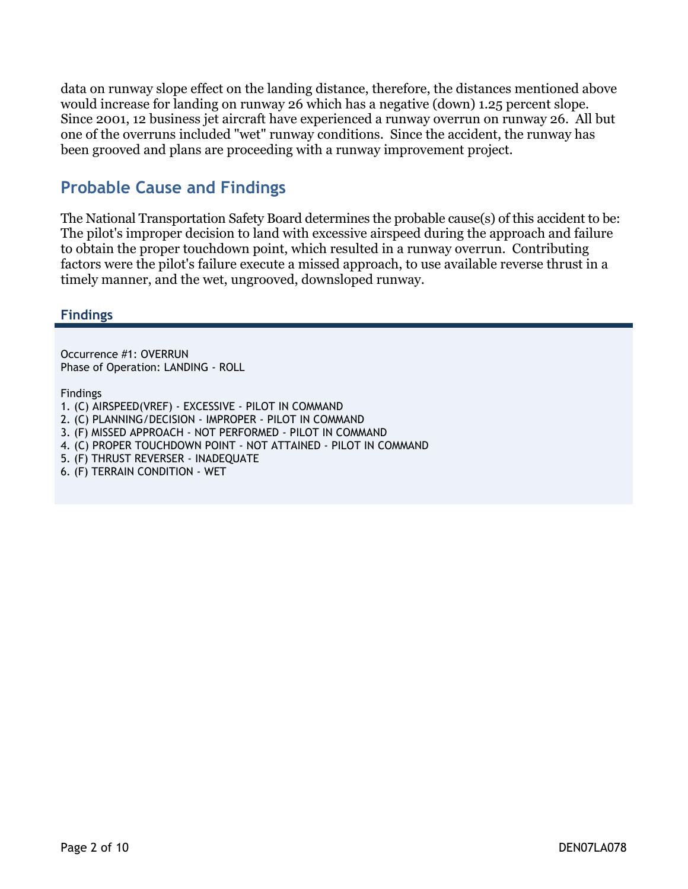data on runway slope effect on the landing distance, therefore, the distances mentioned above would increase for landing on runway 26 which has a negative (down) 1.25 percent slope. Since 2001, 12 business jet aircraft have experienced a runway overrun on runway 26. All but one of the overruns included "wet" runway conditions. Since the accident, the runway has been grooved and plans are proceeding with a runway improvement project.

## Probable Cause and Findings

The National Transportation Safety Board determines the probable cause(s) of this accident to be: The pilot's improper decision to land with excessive airspeed during the approach and failure to obtain the proper touchdown point, which resulted in a runway overrun. Contributing factors were the pilot's failure execute a missed approach, to use available reverse thrust in a timely manner, and the wet, ungrooved, downsloped runway.

### Findings

Occurrence #1: OVERRUN
Phase of Operation: LANDING - ROLL

Findings
1. (C) AIRSPEED(VREF) - EXCESSIVE - PILOT IN COMMAND
2. (C) PLANNING/DECISION - IMPROPER - PILOT IN COMMAND
3. (F) MISSED APPROACH - NOT PERFORMED - PILOT IN COMMAND
4. (C) PROPER TOUCHDOWN POINT - NOT ATTAINED - PILOT IN COMMAND
5. (F) THRUST REVERSER - INADEQUATE
6. (F) TERRAIN CONDITION - WET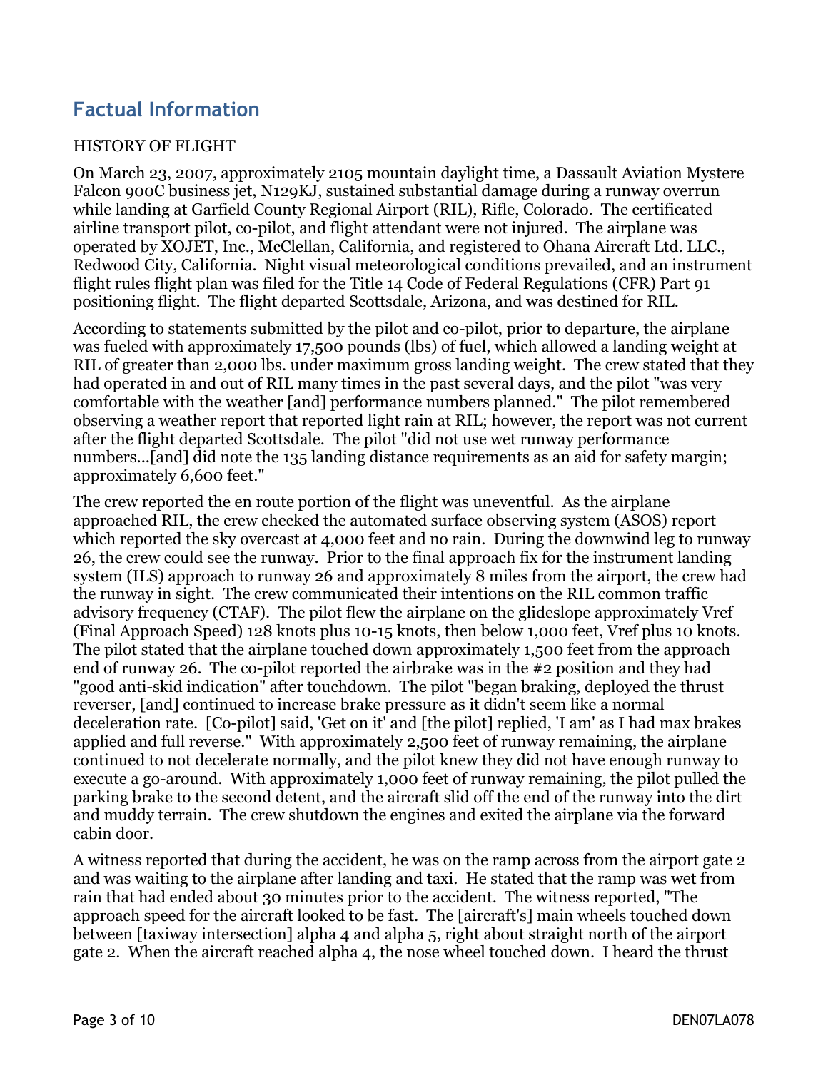## Factual Information

HISTORY OF FLIGHT

On March 23, 2007, approximately 2105 mountain daylight time, a Dassault Aviation Mystere Falcon 900C business jet, N129KJ, sustained substantial damage during a runway overrun while landing at Garfield County Regional Airport (RIL), Rifle, Colorado. The certificated airline transport pilot, co-pilot, and flight attendant were not injured. The airplane was operated by XOJET, Inc., McClellan, California, and registered to Ohana Aircraft Ltd. LLC., Redwood City, California. Night visual meteorological conditions prevailed, and an instrument flight rules flight plan was filed for the Title 14 Code of Federal Regulations (CFR) Part 91 positioning flight. The flight departed Scottsdale, Arizona, and was destined for RIL.

According to statements submitted by the pilot and co-pilot, prior to departure, the airplane was fueled with approximately 17,500 pounds (lbs) of fuel, which allowed a landing weight at RIL of greater than 2,000 lbs. under maximum gross landing weight. The crew stated that they had operated in and out of RIL many times in the past several days, and the pilot "was very comfortable with the weather [and] performance numbers planned." The pilot remembered observing a weather report that reported light rain at RIL; however, the report was not current after the flight departed Scottsdale. The pilot "did not use wet runway performance numbers...[and] did note the 135 landing distance requirements as an aid for safety margin; approximately 6,600 feet."

The crew reported the en route portion of the flight was uneventful. As the airplane approached RIL, the crew checked the automated surface observing system (ASOS) report which reported the sky overcast at 4,000 feet and no rain. During the downwind leg to runway 26, the crew could see the runway. Prior to the final approach fix for the instrument landing system (ILS) approach to runway 26 and approximately 8 miles from the airport, the crew had the runway in sight. The crew communicated their intentions on the RIL common traffic advisory frequency (CTAF). The pilot flew the airplane on the glideslope approximately Vref (Final Approach Speed) 128 knots plus 10-15 knots, then below 1,000 feet, Vref plus 10 knots. The pilot stated that the airplane touched down approximately 1,500 feet from the approach end of runway 26. The co-pilot reported the airbrake was in the #2 position and they had "good anti-skid indication" after touchdown. The pilot "began braking, deployed the thrust reverser, [and] continued to increase brake pressure as it didn't seem like a normal deceleration rate. [Co-pilot] said, 'Get on it' and [the pilot] replied, 'I am' as I had max brakes applied and full reverse." With approximately 2,500 feet of runway remaining, the airplane continued to not decelerate normally, and the pilot knew they did not have enough runway to execute a go-around. With approximately 1,000 feet of runway remaining, the pilot pulled the parking brake to the second detent, and the aircraft slid off the end of the runway into the dirt and muddy terrain. The crew shutdown the engines and exited the airplane via the forward cabin door.

A witness reported that during the accident, he was on the ramp across from the airport gate 2 and was waiting to the airplane after landing and taxi. He stated that the ramp was wet from rain that had ended about 30 minutes prior to the accident. The witness reported, "The approach speed for the aircraft looked to be fast. The [aircraft's] main wheels touched down between [taxiway intersection] alpha 4 and alpha 5, right about straight north of the airport gate 2. When the aircraft reached alpha 4, the nose wheel touched down. I heard the thrust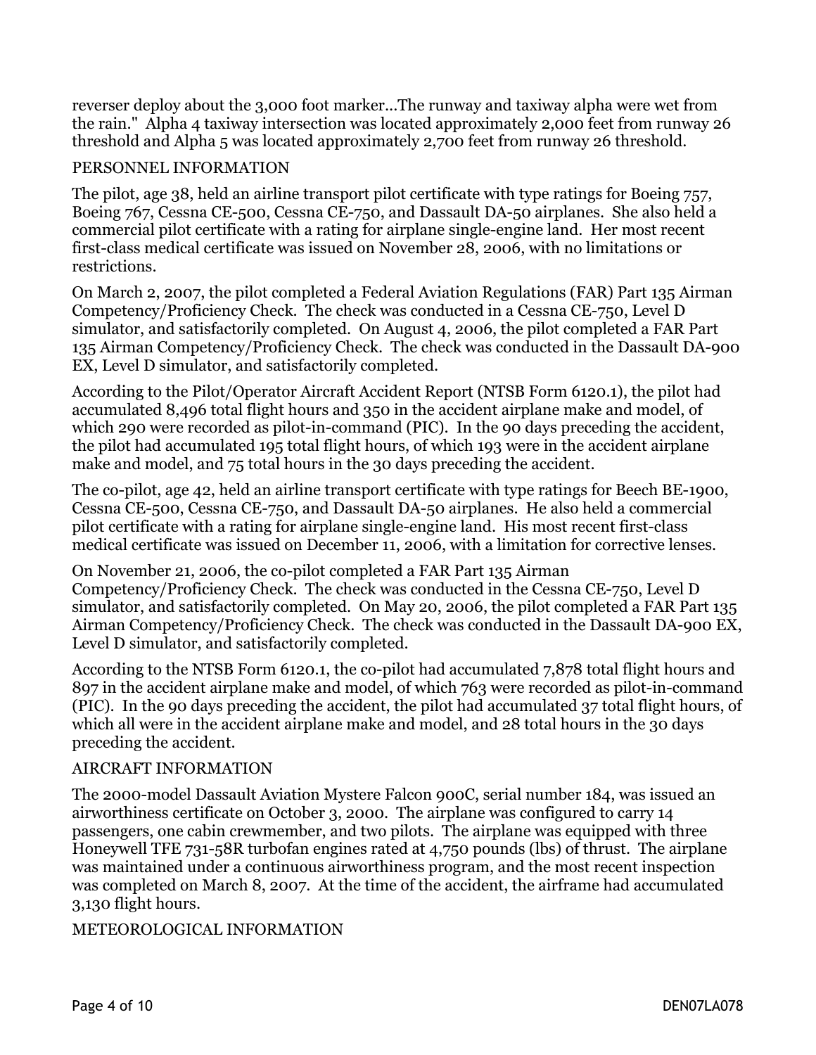reverser deploy about the 3,000 foot marker...The runway and taxiway alpha were wet from the rain." Alpha 4 taxiway intersection was located approximately 2,000 feet from runway 26 threshold and Alpha 5 was located approximately 2,700 feet from runway 26 threshold.

## PERSONNEL INFORMATION

The pilot, age 38, held an airline transport pilot certificate with type ratings for Boeing 757, Boeing 767, Cessna CE-500, Cessna CE-750, and Dassault DA-50 airplanes. She also held a commercial pilot certificate with a rating for airplane single-engine land. Her most recent first-class medical certificate was issued on November 28, 2006, with no limitations or restrictions.

On March 2, 2007, the pilot completed a Federal Aviation Regulations (FAR) Part 135 Airman Competency/Proficiency Check. The check was conducted in a Cessna CE-750, Level D simulator, and satisfactorily completed. On August 4, 2006, the pilot completed a FAR Part 135 Airman Competency/Proficiency Check. The check was conducted in the Dassault DA-900 EX, Level D simulator, and satisfactorily completed.

According to the Pilot/Operator Aircraft Accident Report (NTSB Form 6120.1), the pilot had accumulated 8,496 total flight hours and 350 in the accident airplane make and model, of which 290 were recorded as pilot-in-command (PIC). In the 90 days preceding the accident, the pilot had accumulated 195 total flight hours, of which 193 were in the accident airplane make and model, and 75 total hours in the 30 days preceding the accident.

The co-pilot, age 42, held an airline transport certificate with type ratings for Beech BE-1900, Cessna CE-500, Cessna CE-750, and Dassault DA-50 airplanes. He also held a commercial pilot certificate with a rating for airplane single-engine land. His most recent first-class medical certificate was issued on December 11, 2006, with a limitation for corrective lenses.

On November 21, 2006, the co-pilot completed a FAR Part 135 Airman Competency/Proficiency Check. The check was conducted in the Cessna CE-750, Level D simulator, and satisfactorily completed. On May 20, 2006, the pilot completed a FAR Part 135 Airman Competency/Proficiency Check. The check was conducted in the Dassault DA-900 EX, Level D simulator, and satisfactorily completed.

According to the NTSB Form 6120.1, the co-pilot had accumulated 7,878 total flight hours and 897 in the accident airplane make and model, of which 763 were recorded as pilot-in-command (PIC). In the 90 days preceding the accident, the pilot had accumulated 37 total flight hours, of which all were in the accident airplane make and model, and 28 total hours in the 30 days preceding the accident.

## AIRCRAFT INFORMATION

The 2000-model Dassault Aviation Mystere Falcon 900C, serial number 184, was issued an airworthiness certificate on October 3, 2000. The airplane was configured to carry 14 passengers, one cabin crewmember, and two pilots. The airplane was equipped with three Honeywell TFE 731-58R turbofan engines rated at 4,750 pounds (lbs) of thrust. The airplane was maintained under a continuous airworthiness program, and the most recent inspection was completed on March 8, 2007. At the time of the accident, the airframe had accumulated 3,130 flight hours.

## METEOROLOGICAL INFORMATION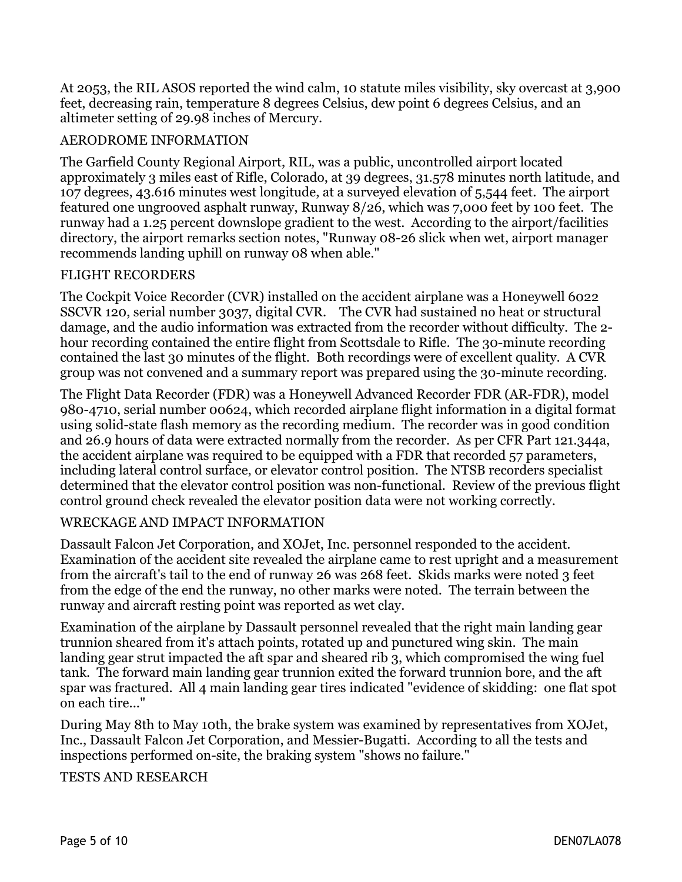At 2053, the RIL ASOS reported the wind calm, 10 statute miles visibility, sky overcast at 3,900 feet, decreasing rain, temperature 8 degrees Celsius, dew point 6 degrees Celsius, and an altimeter setting of 29.98 inches of Mercury.

## AERODROME INFORMATION

The Garfield County Regional Airport, RIL, was a public, uncontrolled airport located approximately 3 miles east of Rifle, Colorado, at 39 degrees, 31.578 minutes north latitude, and 107 degrees, 43.616 minutes west longitude, at a surveyed elevation of 5,544 feet. The airport featured one ungrooved asphalt runway, Runway 8/26, which was 7,000 feet by 100 feet. The runway had a 1.25 percent downslope gradient to the west. According to the airport/facilities directory, the airport remarks section notes, "Runway 08-26 slick when wet, airport manager recommends landing uphill on runway 08 when able."

## FLIGHT RECORDERS

The Cockpit Voice Recorder (CVR) installed on the accident airplane was a Honeywell 6022 SSCVR 120, serial number 3037, digital CVR. The CVR had sustained no heat or structural damage, and the audio information was extracted from the recorder without difficulty. The 2-hour recording contained the entire flight from Scottsdale to Rifle. The 30-minute recording contained the last 30 minutes of the flight. Both recordings were of excellent quality. A CVR group was not convened and a summary report was prepared using the 30-minute recording.

The Flight Data Recorder (FDR) was a Honeywell Advanced Recorder FDR (AR-FDR), model 980-4710, serial number 00624, which recorded airplane flight information in a digital format using solid-state flash memory as the recording medium. The recorder was in good condition and 26.9 hours of data were extracted normally from the recorder. As per CFR Part 121.344a, the accident airplane was required to be equipped with a FDR that recorded 57 parameters, including lateral control surface, or elevator control position. The NTSB recorders specialist determined that the elevator control position was non-functional. Review of the previous flight control ground check revealed the elevator position data were not working correctly.

## WRECKAGE AND IMPACT INFORMATION

Dassault Falcon Jet Corporation, and XOJet, Inc. personnel responded to the accident. Examination of the accident site revealed the airplane came to rest upright and a measurement from the aircraft's tail to the end of runway 26 was 268 feet. Skids marks were noted 3 feet from the edge of the end the runway, no other marks were noted. The terrain between the runway and aircraft resting point was reported as wet clay.

Examination of the airplane by Dassault personnel revealed that the right main landing gear trunnion sheared from it's attach points, rotated up and punctured wing skin. The main landing gear strut impacted the aft spar and sheared rib 3, which compromised the wing fuel tank. The forward main landing gear trunnion exited the forward trunnion bore, and the aft spar was fractured. All 4 main landing gear tires indicated "evidence of skidding: one flat spot on each tire..."

During May 8th to May 10th, the brake system was examined by representatives from XOJet, Inc., Dassault Falcon Jet Corporation, and Messier-Bugatti. According to all the tests and inspections performed on-site, the braking system "shows no failure."

## TESTS AND RESEARCH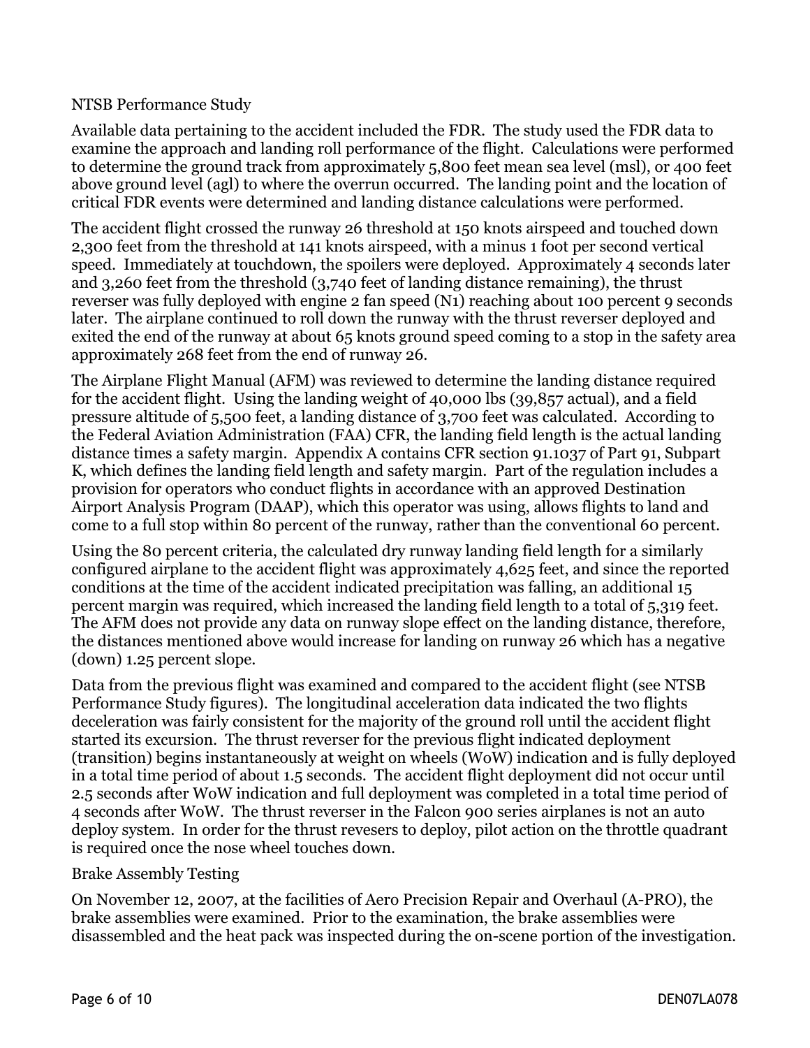## NTSB Performance Study

Available data pertaining to the accident included the FDR. The study used the FDR data to examine the approach and landing roll performance of the flight. Calculations were performed to determine the ground track from approximately 5,800 feet mean sea level (msl), or 400 feet above ground level (agl) to where the overrun occurred. The landing point and the location of critical FDR events were determined and landing distance calculations were performed.

The accident flight crossed the runway 26 threshold at 150 knots airspeed and touched down 2,300 feet from the threshold at 141 knots airspeed, with a minus 1 foot per second vertical speed. Immediately at touchdown, the spoilers were deployed. Approximately 4 seconds later and 3,260 feet from the threshold (3,740 feet of landing distance remaining), the thrust reverser was fully deployed with engine 2 fan speed (N1) reaching about 100 percent 9 seconds later. The airplane continued to roll down the runway with the thrust reverser deployed and exited the end of the runway at about 65 knots ground speed coming to a stop in the safety area approximately 268 feet from the end of runway 26.

The Airplane Flight Manual (AFM) was reviewed to determine the landing distance required for the accident flight. Using the landing weight of 40,000 lbs (39,857 actual), and a field pressure altitude of 5,500 feet, a landing distance of 3,700 feet was calculated. According to the Federal Aviation Administration (FAA) CFR, the landing field length is the actual landing distance times a safety margin. Appendix A contains CFR section 91.1037 of Part 91, Subpart K, which defines the landing field length and safety margin. Part of the regulation includes a provision for operators who conduct flights in accordance with an approved Destination Airport Analysis Program (DAAP), which this operator was using, allows flights to land and come to a full stop within 80 percent of the runway, rather than the conventional 60 percent.

Using the 80 percent criteria, the calculated dry runway landing field length for a similarly configured airplane to the accident flight was approximately 4,625 feet, and since the reported conditions at the time of the accident indicated precipitation was falling, an additional 15 percent margin was required, which increased the landing field length to a total of 5,319 feet. The AFM does not provide any data on runway slope effect on the landing distance, therefore, the distances mentioned above would increase for landing on runway 26 which has a negative (down) 1.25 percent slope.

Data from the previous flight was examined and compared to the accident flight (see NTSB Performance Study figures). The longitudinal acceleration data indicated the two flights deceleration was fairly consistent for the majority of the ground roll until the accident flight started its excursion. The thrust reverser for the previous flight indicated deployment (transition) begins instantaneously at weight on wheels (WoW) indication and is fully deployed in a total time period of about 1.5 seconds. The accident flight deployment did not occur until 2.5 seconds after WoW indication and full deployment was completed in a total time period of 4 seconds after WoW. The thrust reverser in the Falcon 900 series airplanes is not an auto deploy system. In order for the thrust revesers to deploy, pilot action on the throttle quadrant is required once the nose wheel touches down.

## Brake Assembly Testing

On November 12, 2007, at the facilities of Aero Precision Repair and Overhaul (A-PRO), the brake assemblies were examined. Prior to the examination, the brake assemblies were disassembled and the heat pack was inspected during the on-scene portion of the investigation.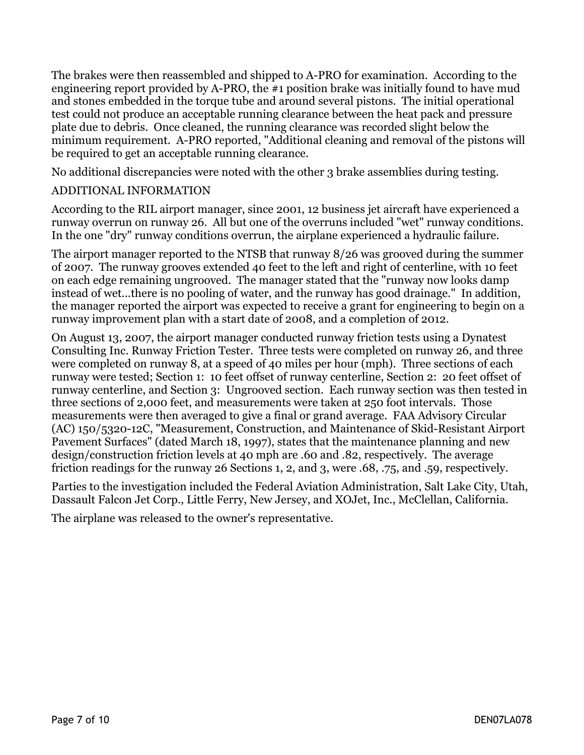The brakes were then reassembled and shipped to A-PRO for examination. According to the engineering report provided by A-PRO, the #1 position brake was initially found to have mud and stones embedded in the torque tube and around several pistons. The initial operational test could not produce an acceptable running clearance between the heat pack and pressure plate due to debris. Once cleaned, the running clearance was recorded slight below the minimum requirement. A-PRO reported, "Additional cleaning and removal of the pistons will be required to get an acceptable running clearance.

No additional discrepancies were noted with the other 3 brake assemblies during testing.

## ADDITIONAL INFORMATION

According to the RIL airport manager, since 2001, 12 business jet aircraft have experienced a runway overrun on runway 26. All but one of the overruns included "wet" runway conditions. In the one "dry" runway conditions overrun, the airplane experienced a hydraulic failure.

The airport manager reported to the NTSB that runway 8/26 was grooved during the summer of 2007. The runway grooves extended 40 feet to the left and right of centerline, with 10 feet on each edge remaining ungrooved. The manager stated that the "runway now looks damp instead of wet...there is no pooling of water, and the runway has good drainage." In addition, the manager reported the airport was expected to receive a grant for engineering to begin on a runway improvement plan with a start date of 2008, and a completion of 2012.

On August 13, 2007, the airport manager conducted runway friction tests using a Dynatest Consulting Inc. Runway Friction Tester. Three tests were completed on runway 26, and three were completed on runway 8, at a speed of 40 miles per hour (mph). Three sections of each runway were tested; Section 1: 10 feet offset of runway centerline, Section 2: 20 feet offset of runway centerline, and Section 3: Ungrooved section. Each runway section was then tested in three sections of 2,000 feet, and measurements were taken at 250 foot intervals. Those measurements were then averaged to give a final or grand average. FAA Advisory Circular (AC) 150/5320-12C, "Measurement, Construction, and Maintenance of Skid-Resistant Airport Pavement Surfaces" (dated March 18, 1997), states that the maintenance planning and new design/construction friction levels at 40 mph are .60 and .82, respectively. The average friction readings for the runway 26 Sections 1, 2, and 3, were .68, .75, and .59, respectively.

Parties to the investigation included the Federal Aviation Administration, Salt Lake City, Utah, Dassault Falcon Jet Corp., Little Ferry, New Jersey, and XOJet, Inc., McClellan, California.

The airplane was released to the owner's representative.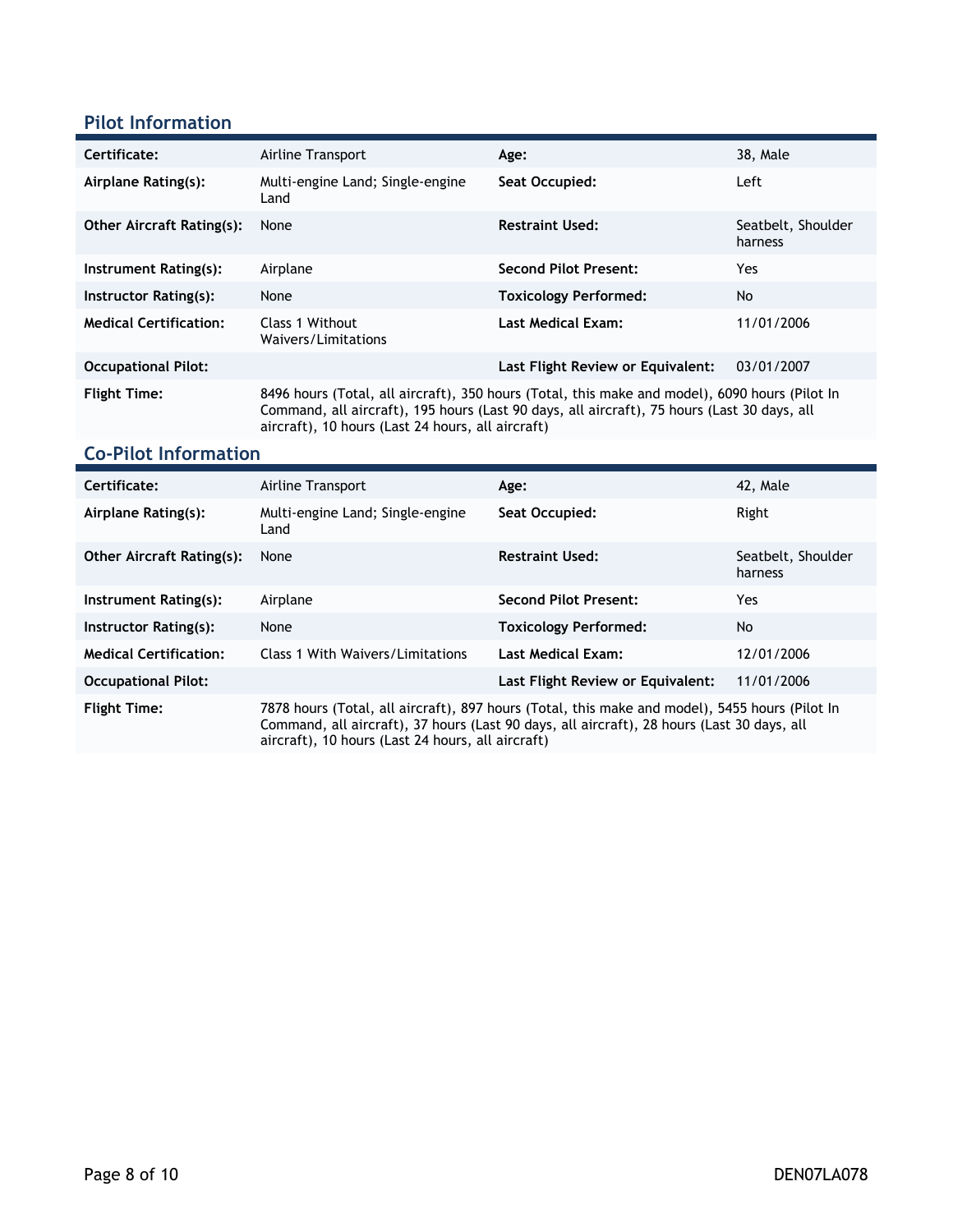## Pilot Information

| | | | |
|---|---|---|---|
| **Certificate:** | Airline Transport | **Age:** | 38, Male |
| **Airplane Rating(s):** | Multi-engine Land; Single-engine Land | **Seat Occupied:** | Left |
| **Other Aircraft Rating(s):** | None | **Restraint Used:** | Seatbelt, Shoulder harness |
| **Instrument Rating(s):** | Airplane | **Second Pilot Present:** | Yes |
| **Instructor Rating(s):** | None | **Toxicology Performed:** | No |
| **Medical Certification:** | Class 1 Without Waivers/Limitations | **Last Medical Exam:** | 11/01/2006 |
| **Occupational Pilot:** | | **Last Flight Review or Equivalent:** | 03/01/2007 |
| **Flight Time:** | 8496 hours (Total, all aircraft), 350 hours (Total, this make and model), 6090 hours (Pilot In Command, all aircraft), 195 hours (Last 90 days, all aircraft), 75 hours (Last 30 days, all aircraft), 10 hours (Last 24 hours, all aircraft) | | |

## Co-Pilot Information

| | | | |
|---|---|---|---|
| **Certificate:** | Airline Transport | **Age:** | 42, Male |
| **Airplane Rating(s):** | Multi-engine Land; Single-engine Land | **Seat Occupied:** | Right |
| **Other Aircraft Rating(s):** | None | **Restraint Used:** | Seatbelt, Shoulder harness |
| **Instrument Rating(s):** | Airplane | **Second Pilot Present:** | Yes |
| **Instructor Rating(s):** | None | **Toxicology Performed:** | No |
| **Medical Certification:** | Class 1 With Waivers/Limitations | **Last Medical Exam:** | 12/01/2006 |
| **Occupational Pilot:** | | **Last Flight Review or Equivalent:** | 11/01/2006 |
| **Flight Time:** | 7878 hours (Total, all aircraft), 897 hours (Total, this make and model), 5455 hours (Pilot In Command, all aircraft), 37 hours (Last 90 days, all aircraft), 28 hours (Last 30 days, all aircraft), 10 hours (Last 24 hours, all aircraft) | | |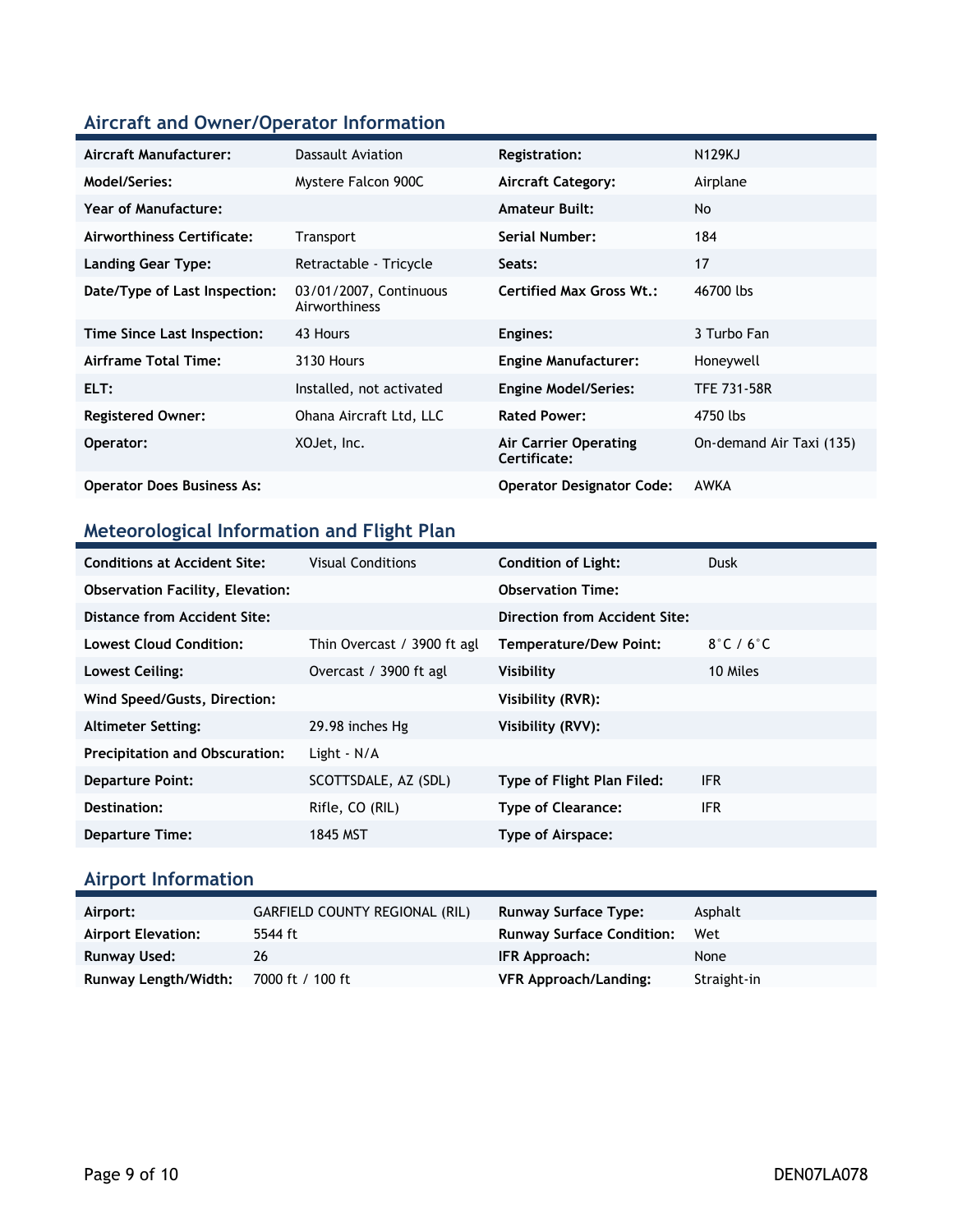## Aircraft and Owner/Operator Information

| | | | |
|---|---|---|---|
| **Aircraft Manufacturer:** | Dassault Aviation | **Registration:** | N129KJ |
| **Model/Series:** | Mystere Falcon 900C | **Aircraft Category:** | Airplane |
| **Year of Manufacture:** | | **Amateur Built:** | No |
| **Airworthiness Certificate:** | Transport | **Serial Number:** | 184 |
| **Landing Gear Type:** | Retractable - Tricycle | **Seats:** | 17 |
| **Date/Type of Last Inspection:** | 03/01/2007, Continuous Airworthiness | **Certified Max Gross Wt.:** | 46700 lbs |
| **Time Since Last Inspection:** | 43 Hours | **Engines:** | 3 Turbo Fan |
| **Airframe Total Time:** | 3130 Hours | **Engine Manufacturer:** | Honeywell |
| **ELT:** | Installed, not activated | **Engine Model/Series:** | TFE 731-58R |
| **Registered Owner:** | Ohana Aircraft Ltd, LLC | **Rated Power:** | 4750 lbs |
| **Operator:** | XOJet, Inc. | **Air Carrier Operating Certificate:** | On-demand Air Taxi (135) |
| **Operator Does Business As:** | | **Operator Designator Code:** | AWKA |

## Meteorological Information and Flight Plan

| | | | |
|---|---|---|---|
| **Conditions at Accident Site:** | Visual Conditions | **Condition of Light:** | Dusk |
| **Observation Facility, Elevation:** | | **Observation Time:** | |
| **Distance from Accident Site:** | | **Direction from Accident Site:** | |
| **Lowest Cloud Condition:** | Thin Overcast / 3900 ft agl | **Temperature/Dew Point:** | 8°C / 6°C |
| **Lowest Ceiling:** | Overcast / 3900 ft agl | **Visibility** | 10 Miles |
| **Wind Speed/Gusts, Direction:** | | **Visibility (RVR):** | |
| **Altimeter Setting:** | 29.98 inches Hg | **Visibility (RVV):** | |
| **Precipitation and Obscuration:** | Light - N/A | | |
| **Departure Point:** | SCOTTSDALE, AZ (SDL) | **Type of Flight Plan Filed:** | IFR |
| **Destination:** | Rifle, CO (RIL) | **Type of Clearance:** | IFR |
| **Departure Time:** | 1845 MST | **Type of Airspace:** | |

## Airport Information

| | | | |
|---|---|---|---|
| **Airport:** | GARFIELD COUNTY REGIONAL (RIL) | **Runway Surface Type:** | Asphalt |
| **Airport Elevation:** | 5544 ft | **Runway Surface Condition:** | Wet |
| **Runway Used:** | 26 | **IFR Approach:** | None |
| **Runway Length/Width:** | 7000 ft / 100 ft | **VFR Approach/Landing:** | Straight-in |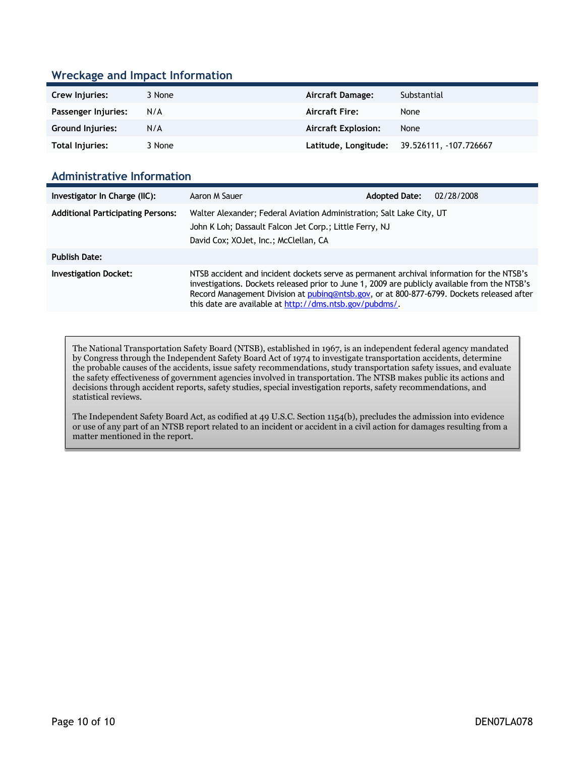## Wreckage and Impact Information

| | | | |
|---|---|---|---|
| **Crew Injuries:** | 3 None | **Aircraft Damage:** | Substantial |
| **Passenger Injuries:** | N/A | **Aircraft Fire:** | None |
| **Ground Injuries:** | N/A | **Aircraft Explosion:** | None |
| **Total Injuries:** | 3 None | **Latitude, Longitude:** | 39.526111, -107.726667 |

## Administrative Information

| | | | |
|---|---|---|---|
| **Investigator In Charge (IIC):** | Aaron M Sauer | **Adopted Date:** | 02/28/2008 |
| **Additional Participating Persons:** | Walter Alexander; Federal Aviation Administration; Salt Lake City, UT<br>John K Loh; Dassault Falcon Jet Corp.; Little Ferry, NJ<br>David Cox; XOJet, Inc.; McClellan, CA | | |
| **Publish Date:** | | | |
| **Investigation Docket:** | NTSB accident and incident dockets serve as permanent archival information for the NTSB's investigations. Dockets released prior to June 1, 2009 are publicly available from the NTSB's Record Management Division at pubinq@ntsb.gov, or at 800-877-6799. Dockets released after this date are available at http://dms.ntsb.gov/pubdms/. | | |

The National Transportation Safety Board (NTSB), established in 1967, is an independent federal agency mandated by Congress through the Independent Safety Board Act of 1974 to investigate transportation accidents, determine the probable causes of the accidents, issue safety recommendations, study transportation safety issues, and evaluate the safety effectiveness of government agencies involved in transportation. The NTSB makes public its actions and decisions through accident reports, safety studies, special investigation reports, safety recommendations, and statistical reviews.

The Independent Safety Board Act, as codified at 49 U.S.C. Section 1154(b), precludes the admission into evidence or use of any part of an NTSB report related to an incident or accident in a civil action for damages resulting from a matter mentioned in the report.